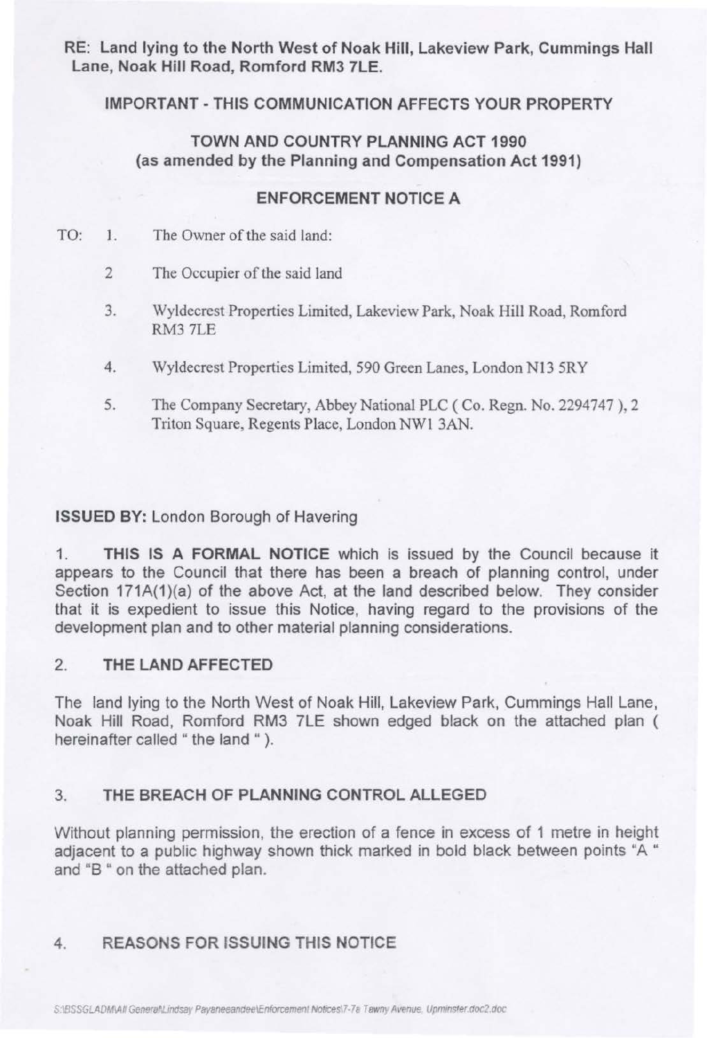**RE: Land lying to the North West of Noak Hill, Lakeview Park, Cummings Hall Lane, Noak Hill Road, Romford RM3 7LE.**

**IMPORTANT - THIS COMMUNICATION AFFECTS YOUR PROPERTY**

**TOWN AND COUNTRY PLANNING ACT 1990**
**(as amended by the Planning and Compensation Act 1991)**

**ENFORCEMENT NOTICE A**

TO:

1. The Owner of the said land:
2. The Occupier of the said land
3. Wyldecrest Properties Limited, Lakeview Park, Noak Hill Road, Romford RM3 7LE
4. Wyldecrest Properties Limited, 590 Green Lanes, London N13 5RY
5. The Company Secretary, Abbey National PLC ( Co. Regn. No. 2294747 ), 2 Triton Square, Regents Place, London NW1 3AN.

**ISSUED BY:** London Borough of Havering

1. **THIS IS A FORMAL NOTICE** which is issued by the Council because it appears to the Council that there has been a breach of planning control, under Section 171A(1)(a) of the above Act, at the land described below. They consider that it is expedient to issue this Notice, having regard to the provisions of the development plan and to other material planning considerations.

## 2. THE LAND AFFECTED

The land lying to the North West of Noak Hill, Lakeview Park, Cummings Hall Lane, Noak Hill Road, Romford RM3 7LE shown edged black on the attached plan ( hereinafter called " the land " ).

## 3. THE BREACH OF PLANNING CONTROL ALLEGED

Without planning permission, the erection of a fence in excess of 1 metre in height adjacent to a public highway shown thick marked in bold black between points "A " and "B " on the attached plan.

## 4. REASONS FOR ISSUING THIS NOTICE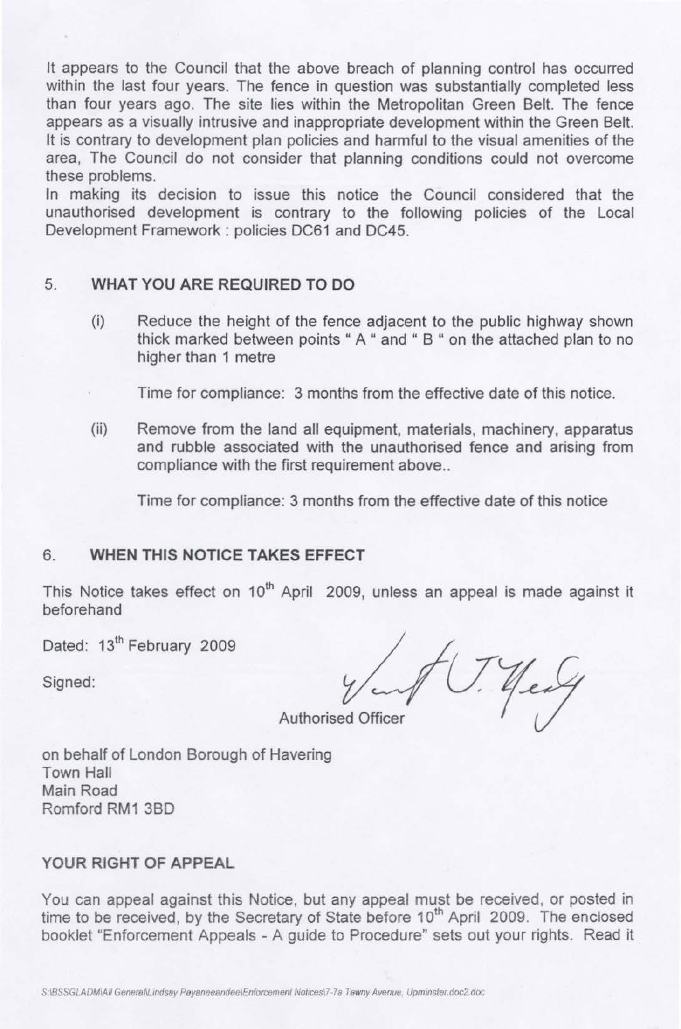It appears to the Council that the above breach of planning control has occurred within the last four years. The fence in question was substantially completed less than four years ago. The site lies within the Metropolitan Green Belt. The fence appears as a visually intrusive and inappropriate development within the Green Belt. It is contrary to development plan policies and harmful to the visual amenities of the area, The Council do not consider that planning conditions could not overcome these problems.

In making its decision to issue this notice the Council considered that the unauthorised development is contrary to the following policies of the Local Development Framework : policies DC61 and DC45.

## 5. WHAT YOU ARE REQUIRED TO DO

(i) Reduce the height of the fence adjacent to the public highway shown thick marked between points " A " and " B " on the attached plan to no higher than 1 metre

Time for compliance: 3 months from the effective date of this notice.

(ii) Remove from the land all equipment, materials, machinery, apparatus and rubble associated with the unauthorised fence and arising from compliance with the first requirement above..

Time for compliance: 3 months from the effective date of this notice

## 6. WHEN THIS NOTICE TAKES EFFECT

This Notice takes effect on 10th April 2009, unless an appeal is made against it beforehand

Dated: 13th February 2009

Signed:

Authorised Officer

on behalf of London Borough of Havering
Town Hall
Main Road
Romford RM1 3BD

## YOUR RIGHT OF APPEAL

You can appeal against this Notice, but any appeal must be received, or posted in time to be received, by the Secretary of State before 10th April 2009. The enclosed booklet "Enforcement Appeals - A guide to Procedure" sets out your rights. Read it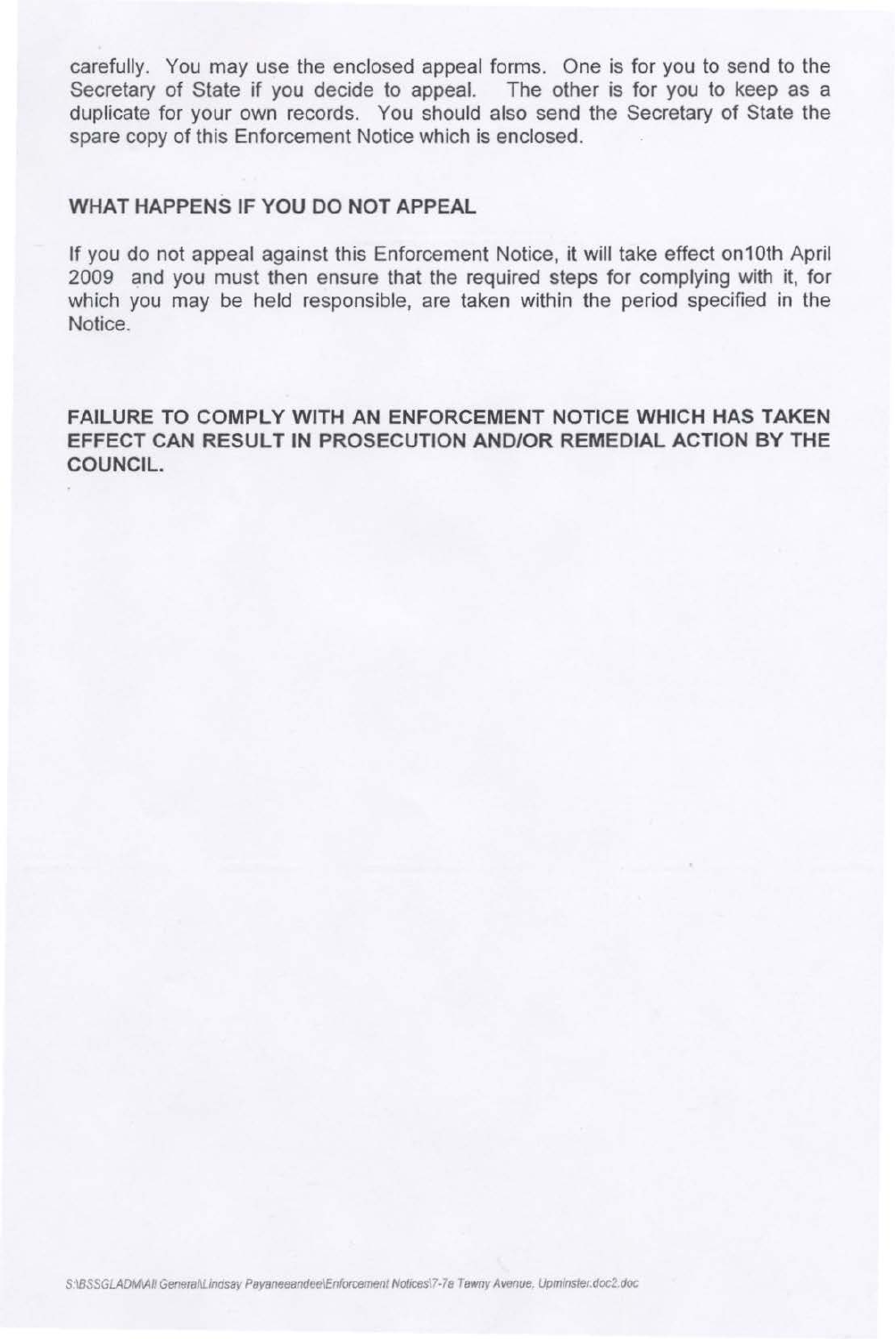carefully. You may use the enclosed appeal forms. One is for you to send to the Secretary of State if you decide to appeal. The other is for you to keep as a duplicate for your own records. You should also send the Secretary of State the spare copy of this Enforcement Notice which is enclosed.

## WHAT HAPPENS IF YOU DO NOT APPEAL

If you do not appeal against this Enforcement Notice, it will take effect on10th April 2009 and you must then ensure that the required steps for complying with it, for which you may be held responsible, are taken within the period specified in the Notice.

**FAILURE TO COMPLY WITH AN ENFORCEMENT NOTICE WHICH HAS TAKEN EFFECT CAN RESULT IN PROSECUTION AND/OR REMEDIAL ACTION BY THE COUNCIL.**

S:\BSSGLADM\All General\Lindsay Payaneeandee\Enforcement Notices\7-7a Tawny Avenue, Upminster.doc2.doc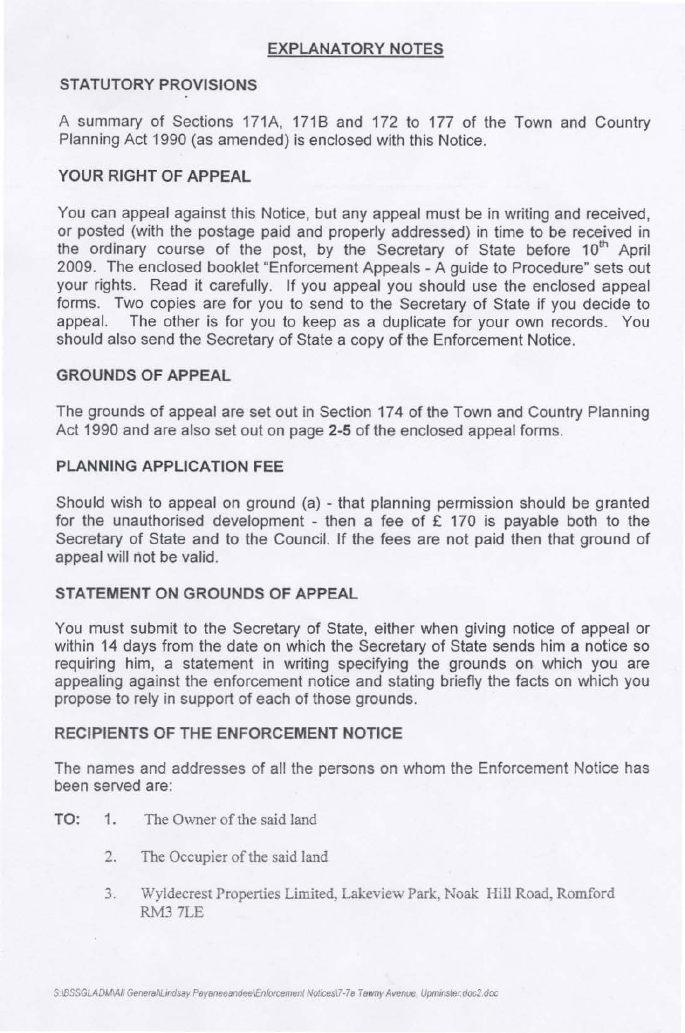## EXPLANATORY NOTES

### STATUTORY PROVISIONS

A summary of Sections 171A, 171B and 172 to 177 of the Town and Country Planning Act 1990 (as amended) is enclosed with this Notice.

### YOUR RIGHT OF APPEAL

You can appeal against this Notice, but any appeal must be in writing and received, or posted (with the postage paid and properly addressed) in time to be received in the ordinary course of the post, by the Secretary of State before 10th April 2009. The enclosed booklet "Enforcement Appeals - A guide to Procedure" sets out your rights. Read it carefully. If you appeal you should use the enclosed appeal forms. Two copies are for you to send to the Secretary of State if you decide to appeal. The other is for you to keep as a duplicate for your own records. You should also send the Secretary of State a copy of the Enforcement Notice.

### GROUNDS OF APPEAL

The grounds of appeal are set out in Section 174 of the Town and Country Planning Act 1990 and are also set out on page **2-5** of the enclosed appeal forms.

### PLANNING APPLICATION FEE

Should wish to appeal on ground (a) - that planning permission should be granted for the unauthorised development - then a fee of £ 170 is payable both to the Secretary of State and to the Council. If the fees are not paid then that ground of appeal will not be valid.

### STATEMENT ON GROUNDS OF APPEAL

You must submit to the Secretary of State, either when giving notice of appeal or within 14 days from the date on which the Secretary of State sends him a notice so requiring him, a statement in writing specifying the grounds on which you are appealing against the enforcement notice and stating briefly the facts on which you propose to rely in support of each of those grounds.

### RECIPIENTS OF THE ENFORCEMENT NOTICE

The names and addresses of all the persons on whom the Enforcement Notice has been served are:

**TO:**

1. The Owner of the said land
2. The Occupier of the said land
3. Wyldecrest Properties Limited, Lakeview Park, Noak Hill Road, Romford RM3 7LE

S:\BSSGLADM\All General\Lindsay Peyaneeandee\Enforcement Notices\7-7a Tawny Avenue, Upminster.doc2.doc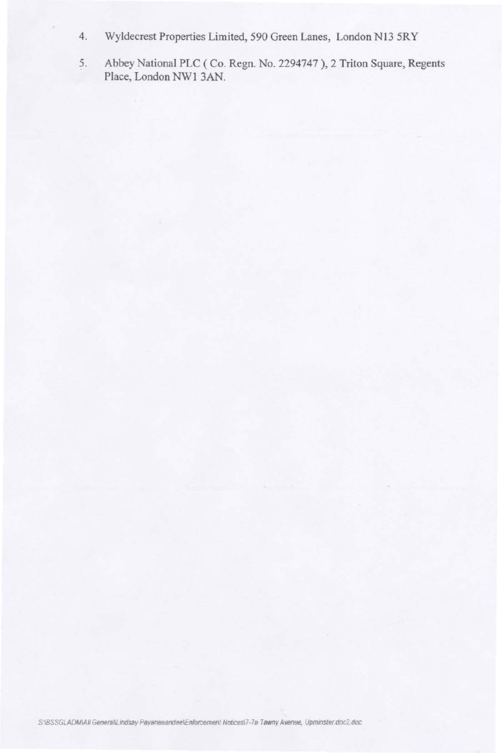4. Wyldecrest Properties Limited, 590 Green Lanes, London N13 5RY

5. Abbey National PLC ( Co. Regn. No. 2294747 ), 2 Triton Square, Regents Place, London NW1 3AN.

S:\BSSGLADM\All General\Lindsay Payaneeandee\Enforcement Notices\7-7a Tawny Avenue, Upminster.doc2.doc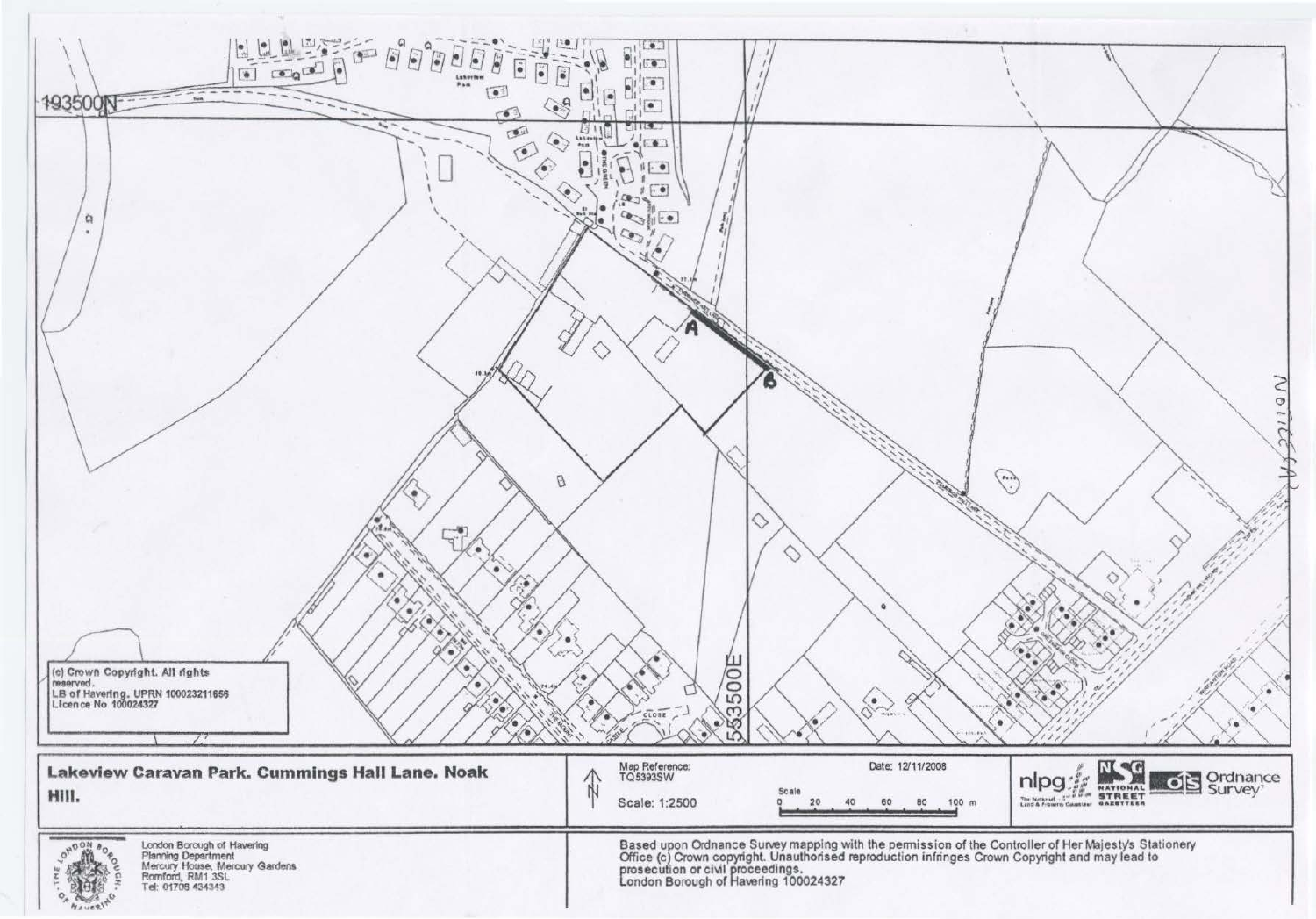193500N

553500E

A

B

Notice (A)

(c) Crown Copyright. All rights reserved.
LB of Havering. UPRN 100023211656
Licence No 100024327

**Lakeview Caravan Park. Cummings Hall Lane. Noak Hill.**

Map Reference: TQ5393SW

Scale: 1:2500

Date: 12/11/2008

Scale
0 20 40 60 80 100 m

nlpg NATIONAL STREET GAZETTEER Ordnance Survey

London Borough of Havering
Planning Department
Mercury House, Mercury Gardens
Romford, RM1 3SL
Tel: 01708 434343

Based upon Ordnance Survey mapping with the permission of the Controller of Her Majesty's Stationery Office (c) Crown copyright. Unauthorised reproduction infringes Crown Copyright and may lead to prosecution or civil proceedings.
London Borough of Havering 100024327